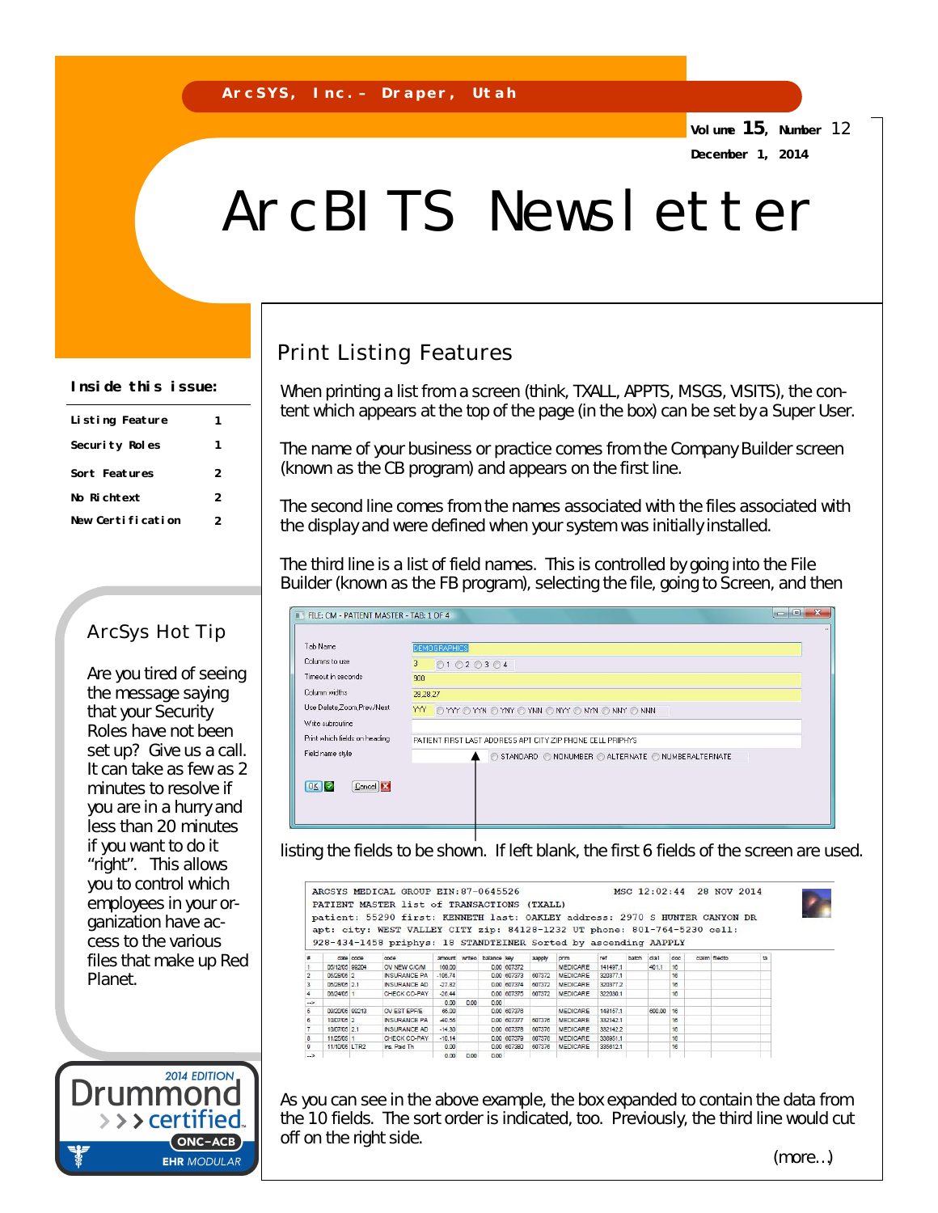ArcSYS, Inc.– Draper, Utah

Volume 15, Number 12

December 1, 2014

# ArcBITS Newsletter

**Inside this issue:**

| | |
|---|---|
| Listing Feature | 1 |
| Security Roles | 1 |
| Sort Features | 2 |
| No Richtext | 2 |
| New Certification | 2 |

## ArcSys Hot Tip

Are you tired of seeing the message saying that your Security Roles have not been set up? Give us a call. It can take as few as 2 minutes to resolve if you are in a hurry and less than 20 minutes if you want to do it "right". This allows you to control which employees in your organization have access to the various files that make up Red Planet.

2014 EDITION Drummond certified ONC-ACB EHR MODULAR

## Print Listing Features

When printing a list from a screen (think, TXALL, APPTS, MSGS, VISITS), the content which appears at the top of the page (in the box) can be set by a Super User.

The name of your business or practice comes from the Company Builder screen (known as the CB program) and appears on the first line.

The second line comes from the names associated with the files associated with the display and were defined when your system was initially installed.

The third line is a list of field names. This is controlled by going into the File Builder (known as the FB program), selecting the file, going to Screen, and then listing the fields to be shown. If left blank, the first 6 fields of the screen are used.

As you can see in the above example, the box expanded to contain the data from the 10 fields. The sort order is indicated, too. Previously, the third line would cut off on the right side.

(more...)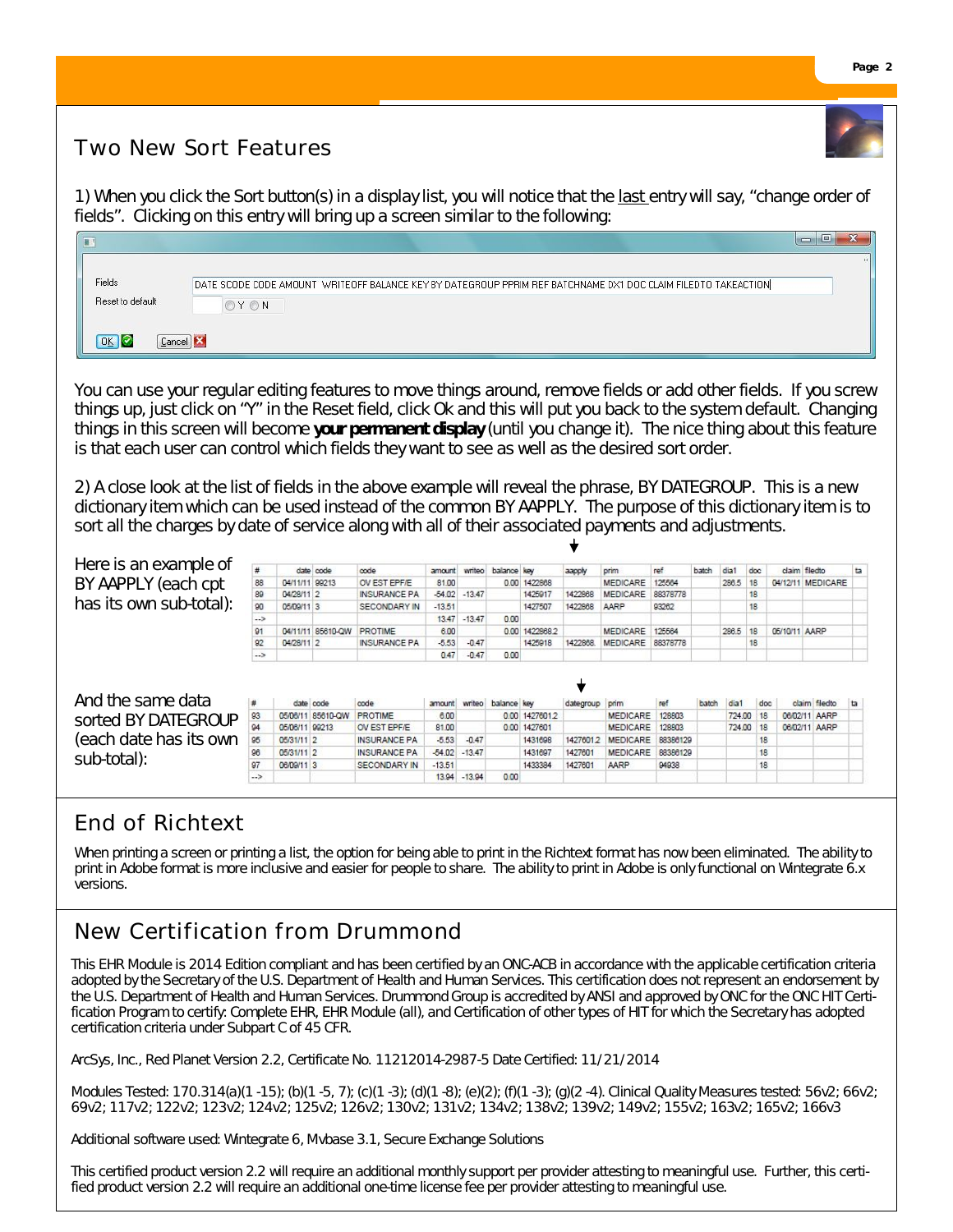## Two New Sort Features

1) When you click the Sort button(s) in a display list, you will notice that the last entry will say, "change order of fields". Clicking on this entry will bring up a screen similar to the following:

| | |
|---|---|
| Fields | DATE SCODE CODE AMOUNT WRITEOFF BALANCE KEY BY DATEGROUP PPRIM REF BATCHNAME DX1 DOC CLAIM FILEDTO TAKEACTION |
| Reset to default | ○Y ○N |

OK Cancel

You can use your regular editing features to move things around, remove fields or add other fields. If you screw things up, just click on "Y" in the Reset field, click Ok and this will put you back to the system default. Changing things in this screen will become **your permanent display** (until you change it). The nice thing about this feature is that each user can control which fields they want to see as well as the desired sort order.

2) A close look at the list of fields in the above example will reveal the phrase, BY DATEGROUP. This is a new dictionary item which can be used instead of the common BY AAPPLY. The purpose of this dictionary item is to sort all the charges by date of service along with all of their associated payments and adjustments.

Here is an example of BY AAPPLY (each cpt has its own sub-total):

| # | date | code | code | amount | writeo | balance | key | aapply | prim | ref | batch | dia1 | doc | claim | filedto | ta |
|---|---|---|---|---|---|---|---|---|---|---|---|---|---|---|---|---|
| 88 | 04/11/11 | 99213 | OV EST EPF/E | 81.00 | | 0.00 | 1422868 | | MEDICARE | 125564 | | 286.5 | 18 | 04/12/11 | MEDICARE | |
| 89 | 04/28/11 | 2 | INSURANCE PA | -54.02 | -13.47 | | 1425917 | 1422868 | MEDICARE | 88378778 | | | 18 | | | |
| 90 | 05/09/11 | 3 | SECONDARY IN | -13.51 | | | 1427507 | 1422868 | AARP | 93262 | | | 18 | | | |
| --> | | | | 13.47 | -13.47 | 0.00 | | | | | | | | | | |
| 91 | 04/11/11 | 85610-QW | PROTIME | 6.00 | | 0.00 | 1422868.2 | | MEDICARE | 125564 | | 286.5 | 18 | 05/10/11 | AARP | |
| 92 | 04/28/11 | 2 | INSURANCE PA | -5.53 | -0.47 | | 1425918 | 1422868. | MEDICARE | 88378778 | | | 18 | | | |
| --> | | | | 0.47 | -0.47 | 0.00 | | | | | | | | | | |

And the same data sorted BY DATEGROUP (each date has its own sub-total):

| # | date | code | code | amount | writeo | balance | key | dategroup | prim | ref | batch | dia1 | doc | claim | filedto | ta |
|---|---|---|---|---|---|---|---|---|---|---|---|---|---|---|---|---|
| 93 | 05/06/11 | 85610-QW | PROTIME | 6.00 | | 0.00 | 1427601.2 | | MEDICARE | 128803 | | 724.00 | 18 | 06/02/11 | AARP | |
| 94 | 05/06/11 | 99213 | OV EST EPF/E | 81.00 | | 0.00 | 1427601 | | MEDICARE | 128803 | | 724.00 | 18 | 06/02/11 | AARP | |
| 95 | 05/31/11 | 2 | INSURANCE PA | -5.53 | -0.47 | | 1431698 | 1427601.2 | MEDICARE | 88386129 | | | 18 | | | |
| 96 | 05/31/11 | 2 | INSURANCE PA | -54.02 | -13.47 | | 1431697 | 1427601 | MEDICARE | 88386129 | | | 18 | | | |
| 97 | 06/09/11 | 3 | SECONDARY IN | -13.51 | | | 1433384 | 1427601 | AARP | 94938 | | | 18 | | | |
| --> | | | | 13.94 | -13.94 | 0.00 | | | | | | | | | | |

## End of Richtext

When printing a screen or printing a list, the option for being able to print in the Richtext format has now been eliminated. The ability to print in Adobe format is more inclusive and easier for people to share. The ability to print in Adobe is only functional on Wintegrate 6.x versions.

## New Certification from Drummond

This EHR Module is 2014 Edition compliant and has been certified by an ONC-ACB in accordance with the applicable certification criteria adopted by the Secretary of the U.S. Department of Health and Human Services. This certification does not represent an endorsement by the U.S. Department of Health and Human Services. Drummond Group is accredited by ANSI and approved by ONC for the ONC HIT Certification Program to certify: Complete EHR, EHR Module (all), and Certification of other types of HIT for which the Secretary has adopted certification criteria under Subpart C of 45 CFR.

ArcSys, Inc., Red Planet Version 2.2, Certificate No. 11212014-2987-5 Date Certified: 11/21/2014

Modules Tested: 170.314(a)(1 -15); (b)(1 -5, 7); (c)(1 -3); (d)(1 -8); (e)(2); (f)(1 -3); (g)(2 -4). Clinical Quality Measures tested: 56v2; 66v2; 69v2; 117v2; 122v2; 123v2; 124v2; 125v2; 126v2; 130v2; 131v2; 134v2; 138v2; 139v2; 149v2; 155v2; 163v2; 165v2; 166v3

Additional software used: Wintegrate 6, Mvbase 3.1, Secure Exchange Solutions

This certified product version 2.2 will require an additional monthly support per provider attesting to meaningful use. Further, this certified product version 2.2 will require an additional one-time license fee per provider attesting to meaningful use.